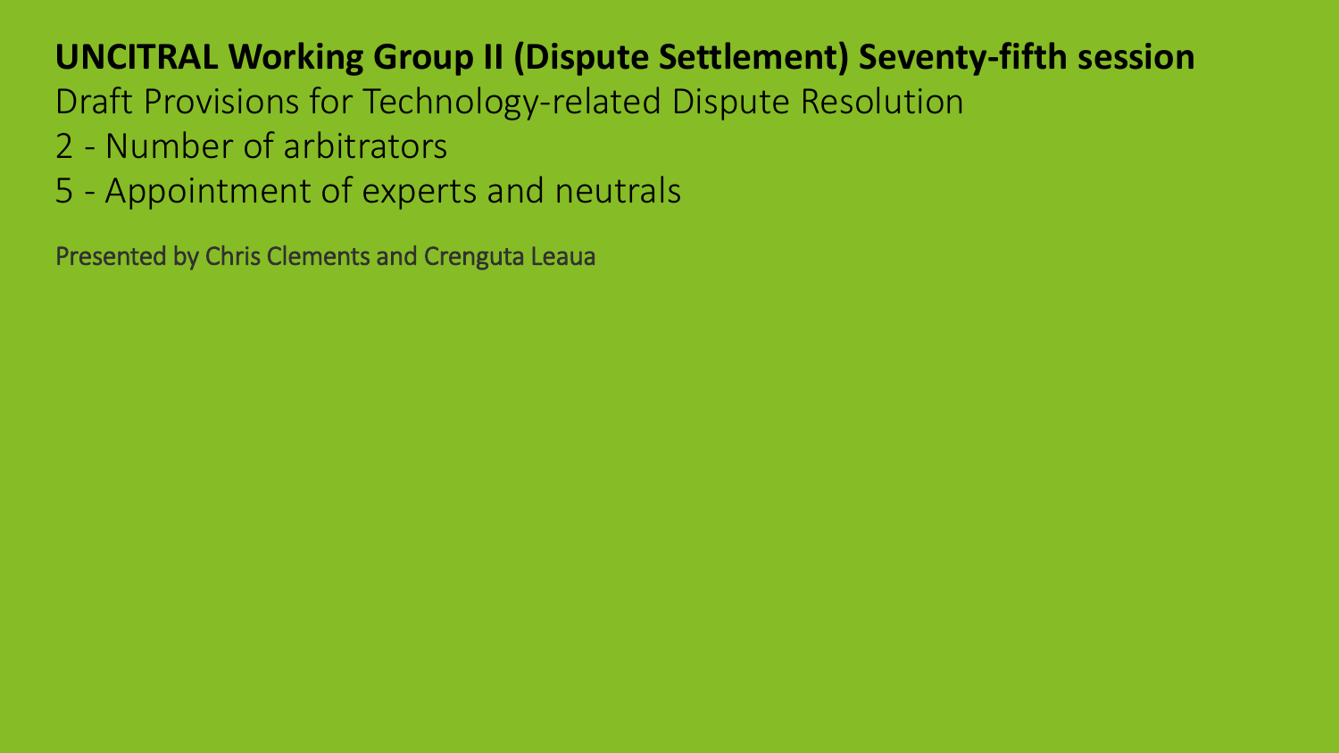# UNCITRAL Working Group II (Dispute Settlement) Seventy-fifth session

Draft Provisions for Technology-related Dispute Resolution

2 - Number of arbitrators

5 - Appointment of experts and neutrals

Presented by Chris Clements and Crenguta Leaua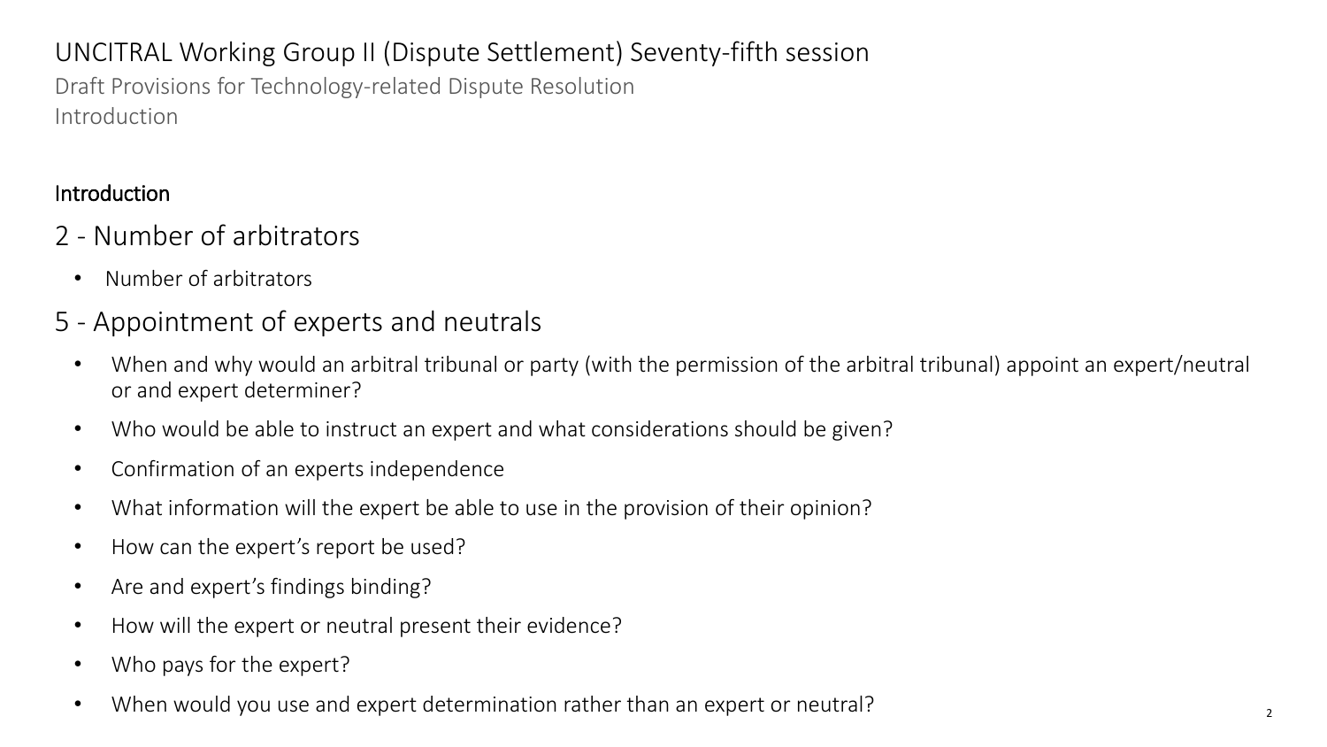# UNCITRAL Working Group II (Dispute Settlement) Seventy-fifth session

Draft Provisions for Technology-related Dispute Resolution

Introduction

**Introduction**

## 2 - Number of arbitrators

- Number of arbitrators

## 5 - Appointment of experts and neutrals

- When and why would an arbitral tribunal or party (with the permission of the arbitral tribunal) appoint an expert/neutral or and expert determiner?
- Who would be able to instruct an expert and what considerations should be given?
- Confirmation of an experts independence
- What information will the expert be able to use in the provision of their opinion?
- How can the expert's report be used?
- Are and expert's findings binding?
- How will the expert or neutral present their evidence?
- Who pays for the expert?
- When would you use and expert determination rather than an expert or neutral?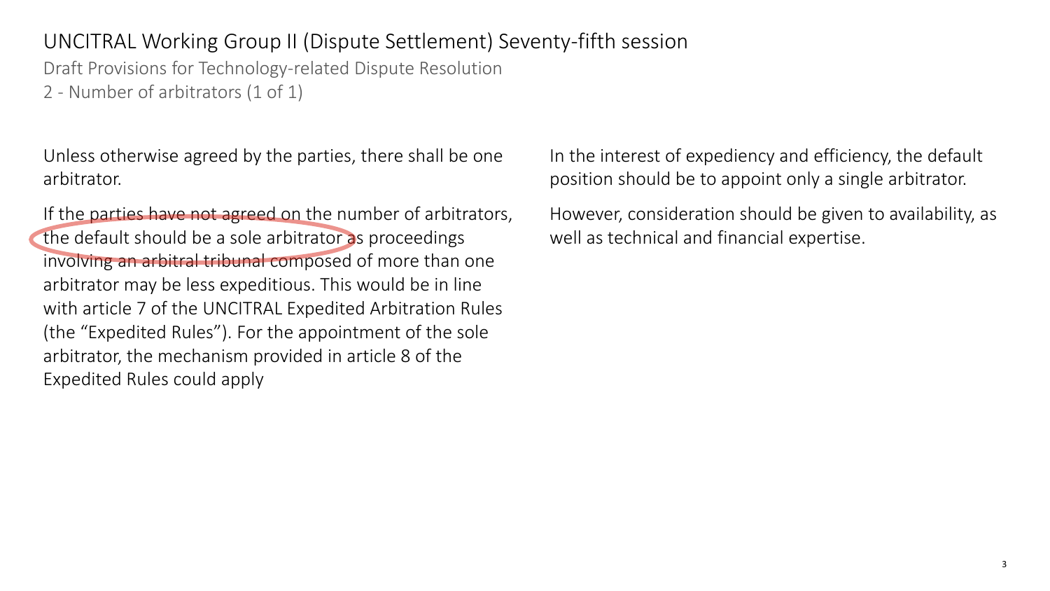# UNCITRAL Working Group II (Dispute Settlement) Seventy-fifth session

Draft Provisions for Technology-related Dispute Resolution

2 - Number of arbitrators (1 of 1)

Unless otherwise agreed by the parties, there shall be one arbitrator.

If the parties have not agreed on the number of arbitrators, the default should be a sole arbitrator as proceedings involving an arbitral tribunal composed of more than one arbitrator may be less expeditious. This would be in line with article 7 of the UNCITRAL Expedited Arbitration Rules (the "Expedited Rules"). For the appointment of the sole arbitrator, the mechanism provided in article 8 of the Expedited Rules could apply

In the interest of expediency and efficiency, the default position should be to appoint only a single arbitrator.

However, consideration should be given to availability, as well as technical and financial expertise.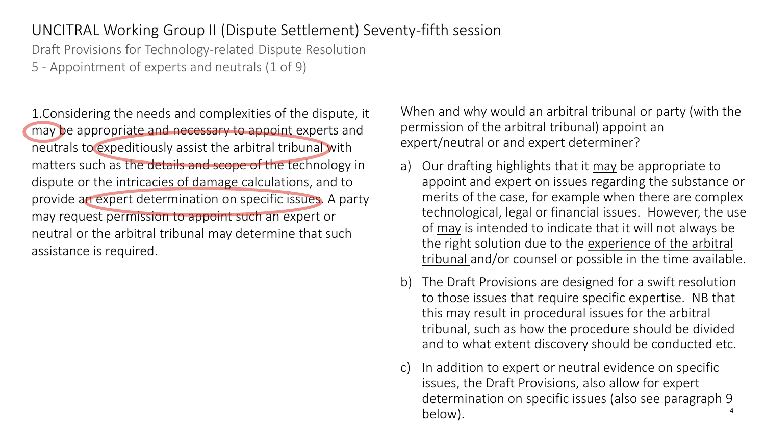# UNCITRAL Working Group II (Dispute Settlement) Seventy-fifth session

## Draft Provisions for Technology-related Dispute Resolution

### 5 - Appointment of experts and neutrals (1 of 9)

1.Considering the needs and complexities of the dispute, it may be appropriate and necessary to appoint experts and neutrals to expeditiously assist the arbitral tribunal with matters such as the details and scope of the technology in dispute or the intricacies of damage calculations, and to provide an expert determination on specific issues. A party may request permission to appoint such an expert or neutral or the arbitral tribunal may determine that such assistance is required.

When and why would an arbitral tribunal or party (with the permission of the arbitral tribunal) appoint an expert/neutral or and expert determiner?

a) Our drafting highlights that it <u>may</u> be appropriate to appoint and expert on issues regarding the substance or merits of the case, for example when there are complex technological, legal or financial issues. However, the use of <u>may</u> is intended to indicate that it will not always be the right solution due to the <u>experience of the arbitral tribunal</u> and/or counsel or possible in the time available.

b) The Draft Provisions are designed for a swift resolution to those issues that require specific expertise. NB that this may result in procedural issues for the arbitral tribunal, such as how the procedure should be divided and to what extent discovery should be conducted etc.

c) In addition to expert or neutral evidence on specific issues, the Draft Provisions, also allow for expert determination on specific issues (also see paragraph 9 below).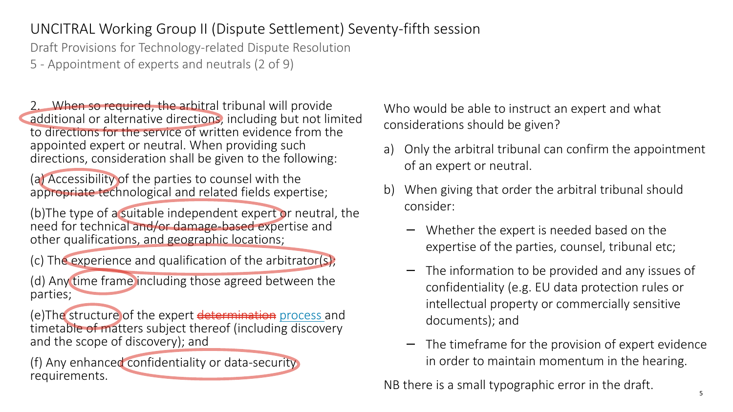# UNCITRAL Working Group II (Dispute Settlement) Seventy-fifth session

Draft Provisions for Technology-related Dispute Resolution

5 - Appointment of experts and neutrals (2 of 9)

2. When so required, the arbitral tribunal will provide additional or alternative directions, including but not limited to directions for the service of written evidence from the appointed expert or neutral. When providing such directions, consideration shall be given to the following:

(a) Accessibility of the parties to counsel with the appropriate technological and related fields expertise;

(b)The type of a suitable independent expert or neutral, the need for technical and/or damage-based expertise and other qualifications, and geographic locations;

(c) The experience and qualification of the arbitrator(s);

(d) Any time frame including those agreed between the parties;

(e)The structure of the expert ~~determination~~ process and timetable of matters subject thereof (including discovery and the scope of discovery); and

(f) Any enhanced confidentiality or data-security requirements.

Who would be able to instruct an expert and what considerations should be given?

a) Only the arbitral tribunal can confirm the appointment of an expert or neutral.
b) When giving that order the arbitral tribunal should consider:
   - Whether the expert is needed based on the expertise of the parties, counsel, tribunal etc;
   - The information to be provided and any issues of confidentiality (e.g. EU data protection rules or intellectual property or commercially sensitive documents); and
   - The timeframe for the provision of expert evidence in order to maintain momentum in the hearing.

NB there is a small typographic error in the draft.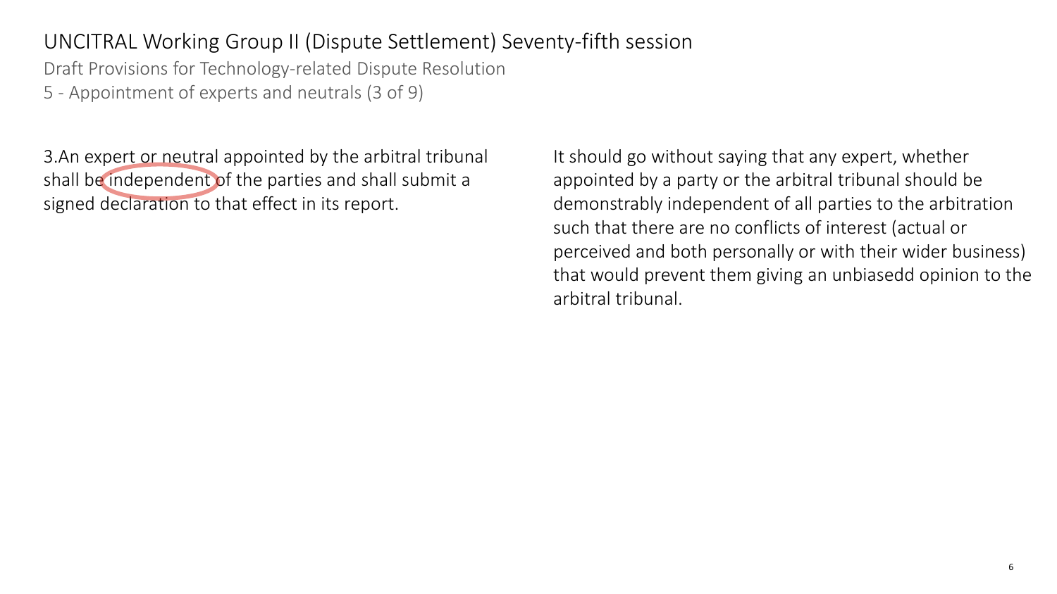# UNCITRAL Working Group II (Dispute Settlement) Seventy-fifth session

Draft Provisions for Technology-related Dispute Resolution

5 - Appointment of experts and neutrals (3 of 9)

3.An expert or neutral appointed by the arbitral tribunal shall be independent of the parties and shall submit a signed declaration to that effect in its report.

It should go without saying that any expert, whether appointed by a party or the arbitral tribunal should be demonstrably independent of all parties to the arbitration such that there are no conflicts of interest (actual or perceived and both personally or with their wider business) that would prevent them giving an unbiasedd opinion to the arbitral tribunal.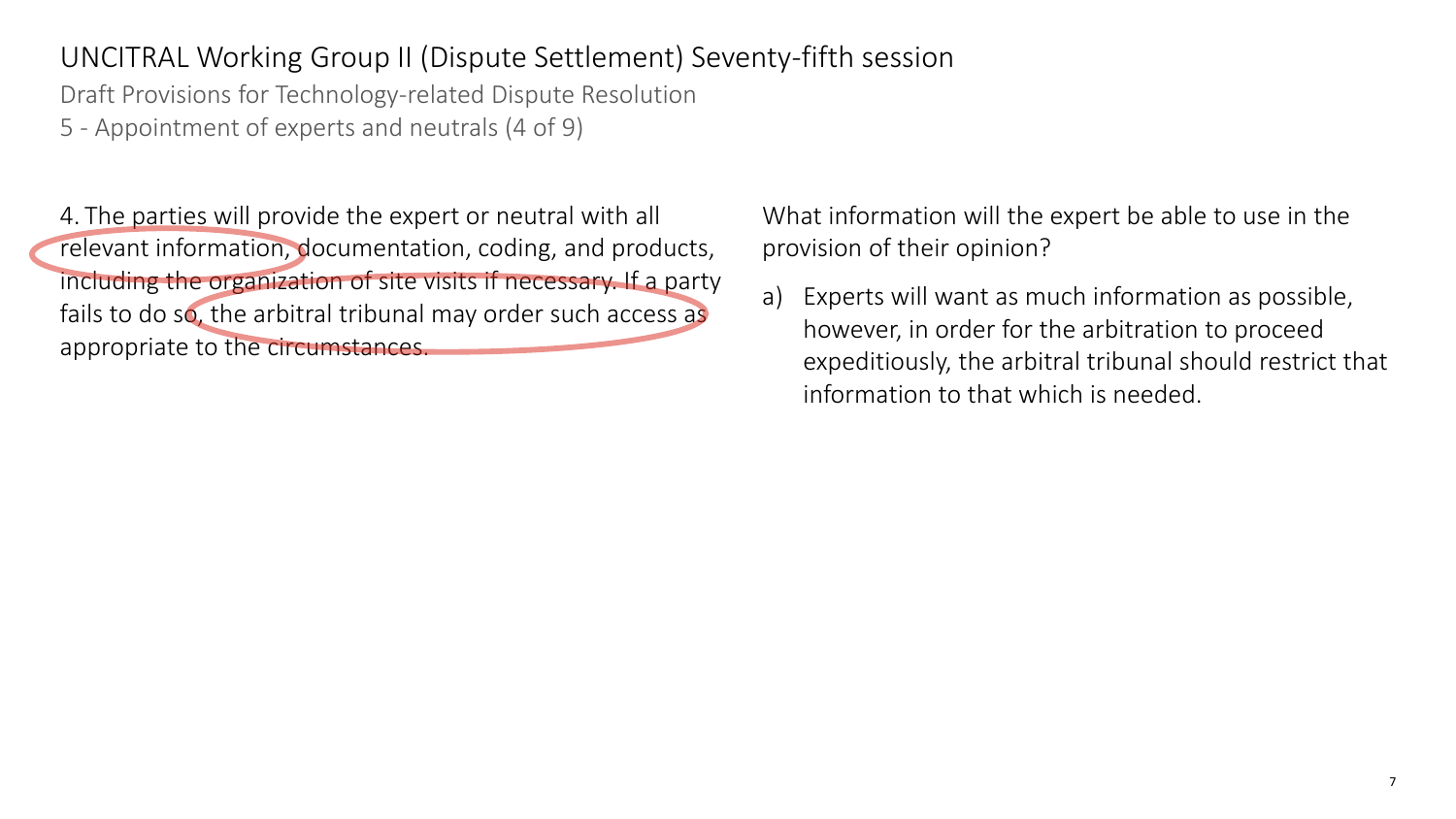# UNCITRAL Working Group II (Dispute Settlement) Seventy-fifth session

Draft Provisions for Technology-related Dispute Resolution

5 - Appointment of experts and neutrals (4 of 9)

4. The parties will provide the expert or neutral with all relevant information, documentation, coding, and products, including the organization of site visits if necessary. If a party fails to do so, the arbitral tribunal may order such access as appropriate to the circumstances.

What information will the expert be able to use in the provision of their opinion?

a) Experts will want as much information as possible, however, in order for the arbitration to proceed expeditiously, the arbitral tribunal should restrict that information to that which is needed.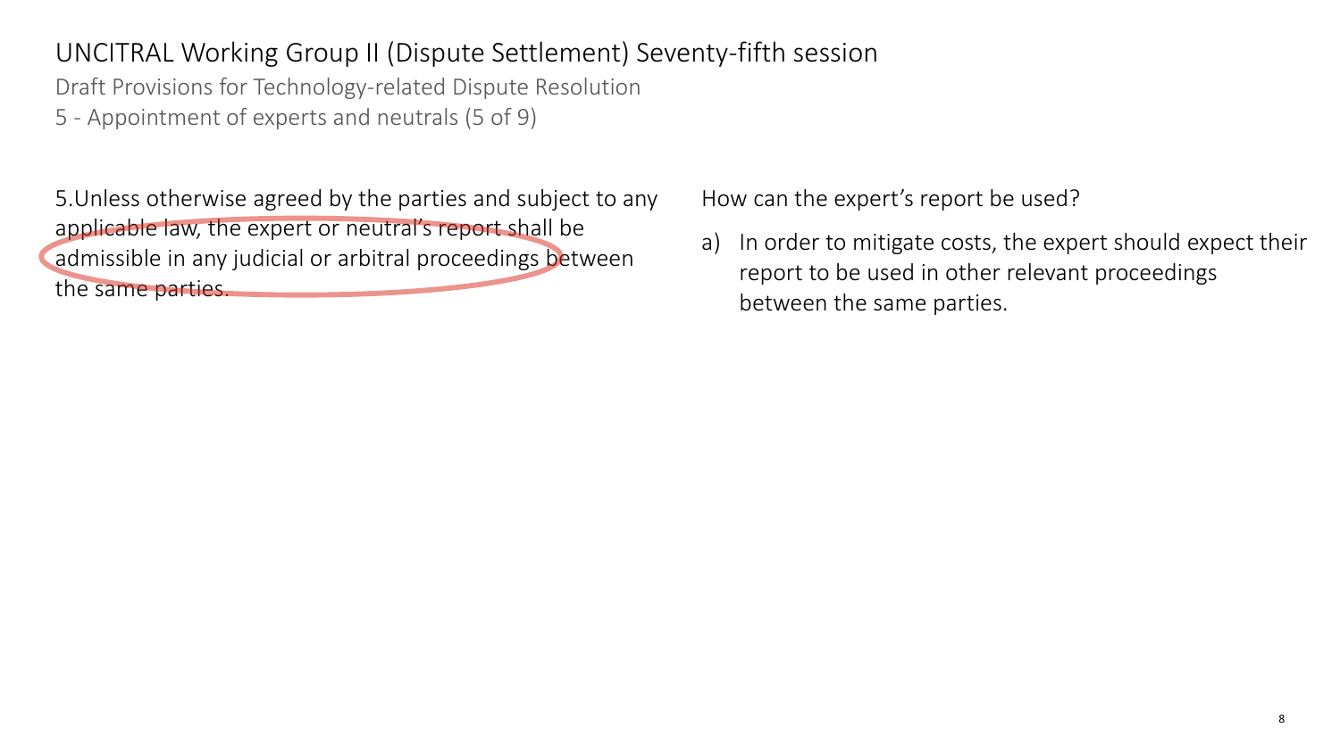# UNCITRAL Working Group II (Dispute Settlement) Seventy-fifth session

Draft Provisions for Technology-related Dispute Resolution

5 - Appointment of experts and neutrals (5 of 9)

5.Unless otherwise agreed by the parties and subject to any applicable law, the expert or neutral's report shall be admissible in any judicial or arbitral proceedings between the same parties.

How can the expert's report be used?

a) In order to mitigate costs, the expert should expect their report to be used in other relevant proceedings between the same parties.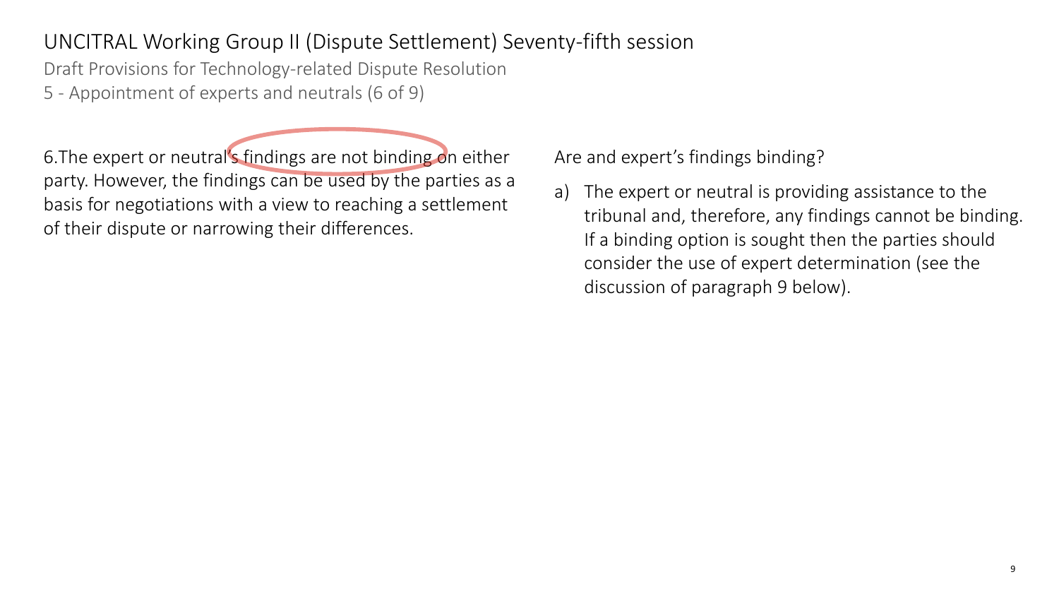# UNCITRAL Working Group II (Dispute Settlement) Seventy-fifth session

Draft Provisions for Technology-related Dispute Resolution

5 - Appointment of experts and neutrals (6 of 9)

6.The expert or neutral's findings are not binding on either party. However, the findings can be used by the parties as a basis for negotiations with a view to reaching a settlement of their dispute or narrowing their differences.

Are and expert's findings binding?

a) The expert or neutral is providing assistance to the tribunal and, therefore, any findings cannot be binding. If a binding option is sought then the parties should consider the use of expert determination (see the discussion of paragraph 9 below).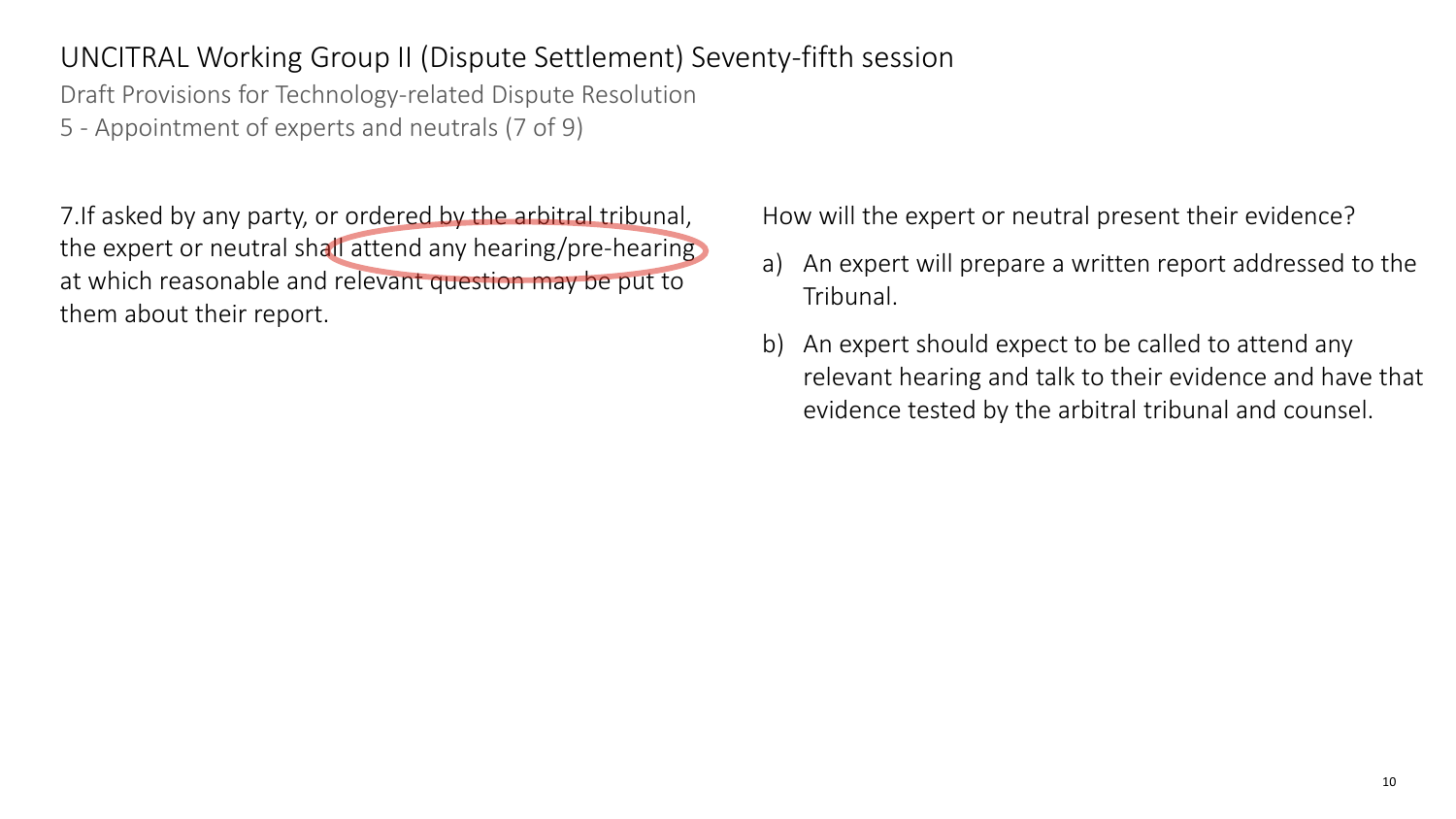# UNCITRAL Working Group II (Dispute Settlement) Seventy-fifth session

## Draft Provisions for Technology-related Dispute Resolution

### 5 - Appointment of experts and neutrals (7 of 9)

7.If asked by any party, or ordered by the arbitral tribunal, the expert or neutral shall attend any hearing/pre-hearing at which reasonable and relevant question may be put to them about their report.

How will the expert or neutral present their evidence?

a) An expert will prepare a written report addressed to the Tribunal.

b) An expert should expect to be called to attend any relevant hearing and talk to their evidence and have that evidence tested by the arbitral tribunal and counsel.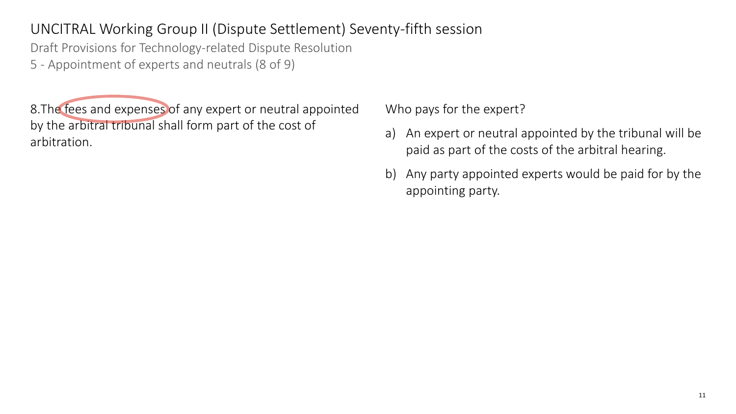# UNCITRAL Working Group II (Dispute Settlement) Seventy-fifth session

Draft Provisions for Technology-related Dispute Resolution

5 - Appointment of experts and neutrals (8 of 9)

8.The fees and expenses of any expert or neutral appointed by the arbitral tribunal shall form part of the cost of arbitration.

Who pays for the expert?

a) An expert or neutral appointed by the tribunal will be paid as part of the costs of the arbitral hearing.

b) Any party appointed experts would be paid for by the appointing party.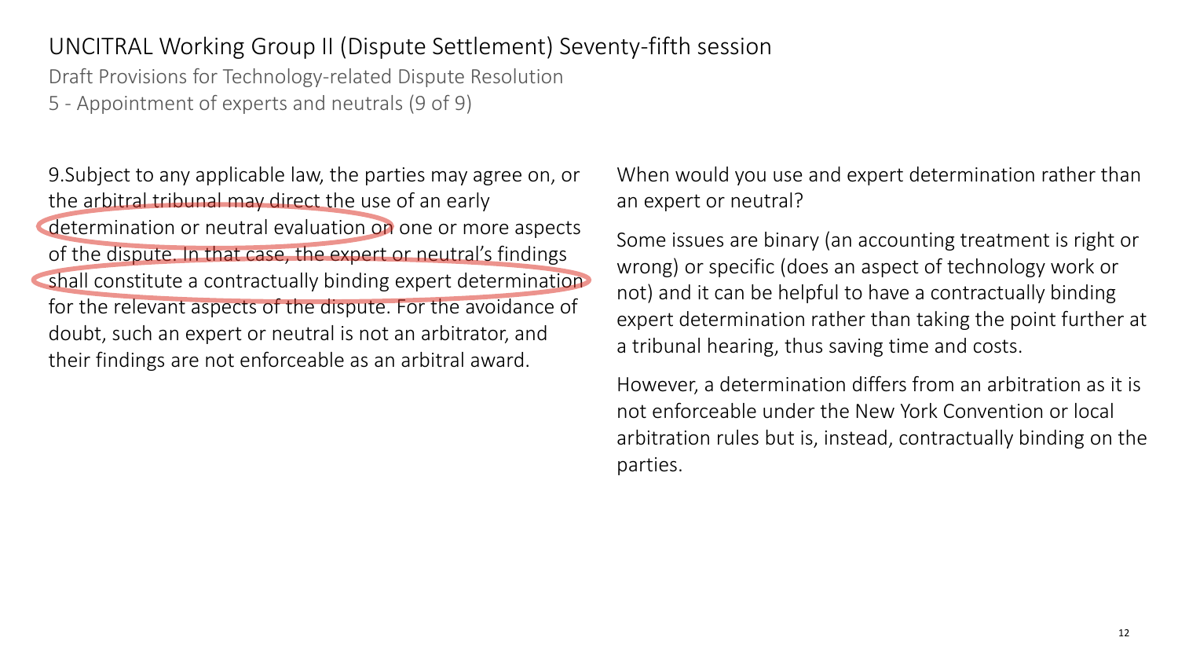# UNCITRAL Working Group II (Dispute Settlement) Seventy-fifth session

Draft Provisions for Technology-related Dispute Resolution

5 - Appointment of experts and neutrals (9 of 9)

9.Subject to any applicable law, the parties may agree on, or the arbitral tribunal may direct the use of an early determination or neutral evaluation on one or more aspects of the dispute. In that case, the expert or neutral's findings shall constitute a contractually binding expert determination for the relevant aspects of the dispute. For the avoidance of doubt, such an expert or neutral is not an arbitrator, and their findings are not enforceable as an arbitral award.

When would you use and expert determination rather than an expert or neutral?

Some issues are binary (an accounting treatment is right or wrong) or specific (does an aspect of technology work or not) and it can be helpful to have a contractually binding expert determination rather than taking the point further at a tribunal hearing, thus saving time and costs.

However, a determination differs from an arbitration as it is not enforceable under the New York Convention or local arbitration rules but is, instead, contractually binding on the parties.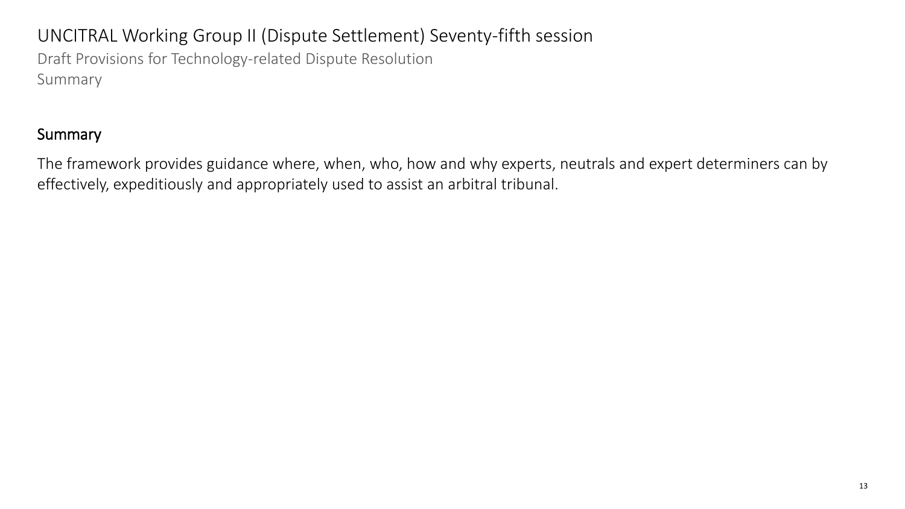# UNCITRAL Working Group II (Dispute Settlement) Seventy-fifth session

Draft Provisions for Technology-related Dispute Resolution

Summary

## Summary

The framework provides guidance where, when, who, how and why experts, neutrals and expert determiners can by effectively, expeditiously and appropriately used to assist an arbitral tribunal.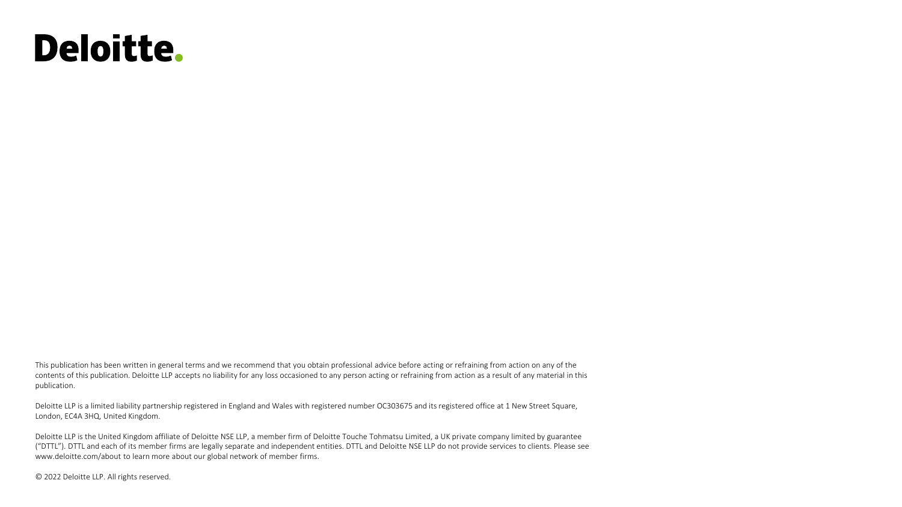# Deloitte.

This publication has been written in general terms and we recommend that you obtain professional advice before acting or refraining from action on any of the contents of this publication. Deloitte LLP accepts no liability for any loss occasioned to any person acting or refraining from action as a result of any material in this publication.

Deloitte LLP is a limited liability partnership registered in England and Wales with registered number OC303675 and its registered office at 1 New Street Square, London, EC4A 3HQ, United Kingdom.

Deloitte LLP is the United Kingdom affiliate of Deloitte NSE LLP, a member firm of Deloitte Touche Tohmatsu Limited, a UK private company limited by guarantee ("DTTL"). DTTL and each of its member firms are legally separate and independent entities. DTTL and Deloitte NSE LLP do not provide services to clients. Please see www.deloitte.com/about to learn more about our global network of member firms.

© 2022 Deloitte LLP. All rights reserved.